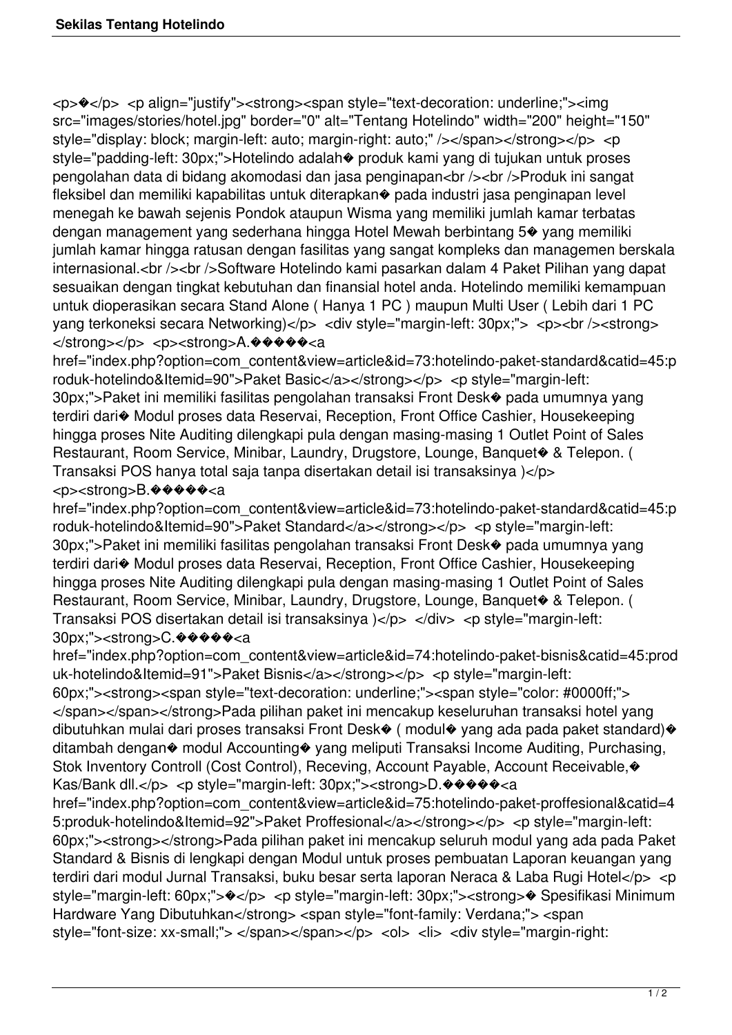<p>�</p> <p align="justify"><strong><span style="text-decoration: underline;"><img src="images/stories/hotel.jpg" border="0" alt="Tentang Hotelindo" width="200" height="150" style="display: block; margin-left: auto; margin-right: auto;" /></span></strong></p> <p style="padding-left: 30px;">Hotelindo adalah� produk kami yang di tujukan untuk proses pengolahan data di bidang akomodasi dan jasa penginapan<br /><br />Produk ini sangat fleksibel dan memiliki kapabilitas untuk diterapkan� pada industri jasa penginapan level menegah ke bawah sejenis Pondok ataupun Wisma yang memiliki jumlah kamar terbatas dengan management yang sederhana hingga Hotel Mewah berbintang 5� yang memiliki jumlah kamar hingga ratusan dengan fasilitas yang sangat kompleks dan managemen berskala internasional.<br /><br />Software Hotelindo kami pasarkan dalam 4 Paket Pilihan yang dapat sesuaikan dengan tingkat kebutuhan dan finansial hotel anda. Hotelindo memiliki kemampuan untuk dioperasikan secara Stand Alone ( Hanya 1 PC ) maupun Multi User ( Lebih dari 1 PC yang terkoneksi secara Networking)</p> <div style="margin-left: 30px;"> <p><br /><strong></strong></p> <p><strong>A.�����<a href="index.php?option=com_content&view=article&id=73:hotelindo-paket-standard&catid=45:produk-hotelindo&Itemid=90">Paket Basic</a></strong></p> <p style="margin-left: 30px;">Paket ini memiliki fasilitas pengolahan transaksi Front Desk� pada umumnya yang terdiri dari� Modul proses data Reservai, Reception, Front Office Cashier, Housekeeping hingga proses Nite Auditing dilengkapi pula dengan masing-masing 1 Outlet Point of Sales Restaurant, Room Service, Minibar, Laundry, Drugstore, Lounge, Banquet� & Telepon. ( Transaksi POS hanya total saja tanpa disertakan detail isi transaksinya )</p> <p><strong>B.�����<a href="index.php?option=com_content&view=article&id=73:hotelindo-paket-standard&catid=45:produk-hotelindo&Itemid=90">Paket Standard</a></strong></p> <p style="margin-left: 30px;">Paket ini memiliki fasilitas pengolahan transaksi Front Desk� pada umumnya yang terdiri dari� Modul proses data Reservai, Reception, Front Office Cashier, Housekeeping hingga proses Nite Auditing dilengkapi pula dengan masing-masing 1 Outlet Point of Sales Restaurant, Room Service, Minibar, Laundry, Drugstore, Lounge, Banquet� & Telepon. ( Transaksi POS disertakan detail isi transaksinya )</p> </div> <p style="margin-left: 30px;"><strong>C.�����<a href="index.php?option=com_content&view=article&id=74:hotelindo-paket-bisnis&catid=45:produk-hotelindo&Itemid=91">Paket Bisnis</a></strong></p> <p style="margin-left: 60px;"><strong><span style="text-decoration: underline;"><span style="color: #0000ff;"></span></span></strong>Pada pilihan paket ini mencakup keseluruhan transaksi hotel yang dibutuhkan mulai dari proses transaksi Front Desk� ( modul� yang ada pada paket standard)� ditambah dengan� modul Accounting� yang meliputi Transaksi Income Auditing, Purchasing, Stok Inventory Controll (Cost Control), Receving, Account Payable, Account Receivable,� Kas/Bank dll.</p> <p style="margin-left: 30px;"><strong>D.�����<a href="index.php?option=com_content&view=article&id=75:hotelindo-paket-proffesional&catid=45:produk-hotelindo&Itemid=92">Paket Proffesional</a></strong></p> <p style="margin-left: 60px;"><strong></strong>Pada pilihan paket ini mencakup seluruh modul yang ada pada Paket Standard & Bisnis di lengkapi dengan Modul untuk proses pembuatan Laporan keuangan yang terdiri dari modul Jurnal Transaksi, buku besar serta laporan Neraca & Laba Rugi Hotel</p> <p style="margin-left: 60px;">�</p> <p style="margin-left: 30px;"><strong>� Spesifikasi Minimum Hardware Yang Dibutuhkan</strong> <span style="font-family: Verdana;"> <span style="font-size: xx-small;"> </span></span></p> <ol> <li> <div style="margin-right: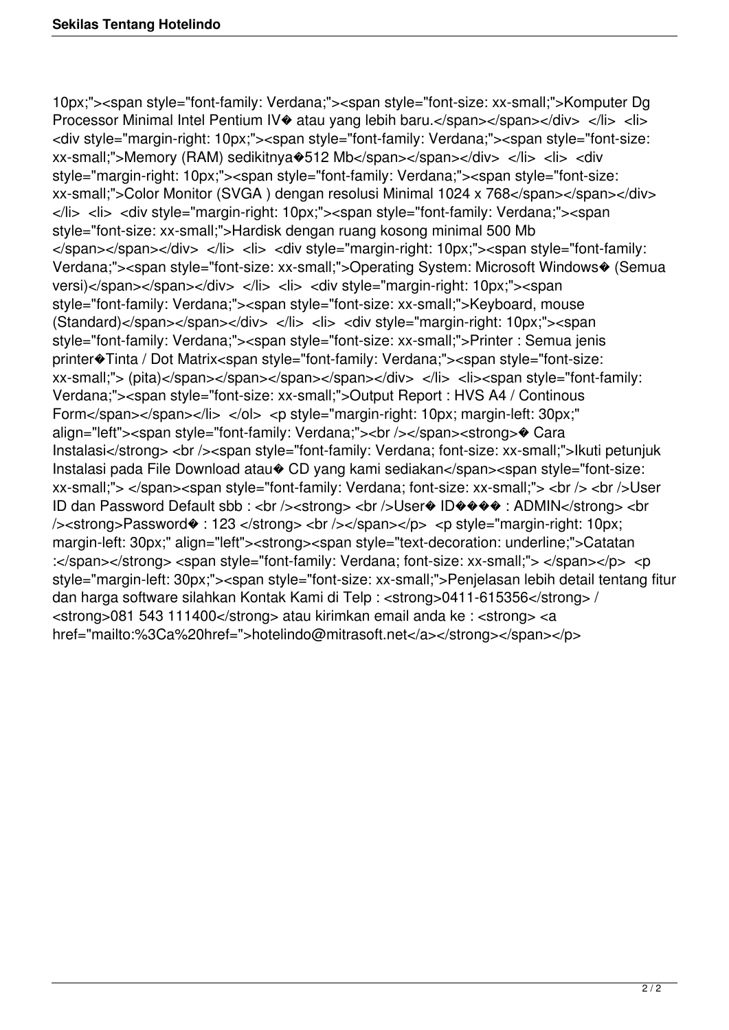10px;"><span style="font-family: Verdana;"><span style="font-size: xx-small;">Komputer Dg Processor Minimal Intel Pentium IV� atau yang lebih baru.</span></span></div> </li> <li> <div style="margin-right: 10px;"><span style="font-family: Verdana;"><span style="font-size: xx-small;">Memory (RAM) sedikitnya�512 Mb</span></span></div> </li> <li> <div style="margin-right: 10px;"><span style="font-family: Verdana;"><span style="font-size: xx-small;">Color Monitor (SVGA ) dengan resolusi Minimal 1024 x 768</span></span></div> </li> <li> <div style="margin-right: 10px;"><span style="font-family: Verdana;"><span style="font-size: xx-small;">Hardisk dengan ruang kosong minimal 500 Mb </span></span></div> </li> <li> <div style="margin-right: 10px;"><span style="font-family: Verdana;"><span style="font-size: xx-small;">Operating System: Microsoft Windows� (Semua versi)</span></span></div> </li> <li> <div style="margin-right: 10px;"><span style="font-family: Verdana;"><span style="font-size: xx-small;">Keyboard, mouse (Standard)</span></span></div> </li> <li> <div style="margin-right: 10px;"><span style="font-family: Verdana;"><span style="font-size: xx-small;">Printer : Semua jenis printer�Tinta / Dot Matrix<span style="font-family: Verdana;"><span style="font-size: xx-small;"> (pita)</span></span></span></span></div> </li> <li><span style="font-family: Verdana;"><span style="font-size: xx-small;">Output Report : HVS A4 / Continous Form</span></span></li> </ol> <p style="margin-right: 10px; margin-left: 30px;" align="left"><span style="font-family: Verdana;"><br /></span><strong>� Cara Instalasi</strong> <br /><span style="font-family: Verdana; font-size: xx-small;">Ikuti petunjuk Instalasi pada File Download atau� CD yang kami sediakan</span><span style="font-size: xx-small;"> </span><span style="font-family: Verdana; font-size: xx-small;"> <br /> <br />User ID dan Password Default sbb : <br /><strong> <br />User� ID���� : ADMIN</strong> <br /><strong>Password� : 123 </strong> <br /></span></p> <p style="margin-right: 10px; margin-left: 30px;" align="left"><strong><span style="text-decoration: underline;">Catatan :</span></strong> <span style="font-family: Verdana; font-size: xx-small;"> </span></p> <p style="margin-left: 30px;"><span style="font-size: xx-small;">Penjelasan lebih detail tentang fitur dan harga software silahkan Kontak Kami di Telp : <strong>0411-615356</strong> / <strong>081 543 111400</strong> atau kirimkan email anda ke : <strong> <a href="mailto:%3Ca%20href=">hotelindo@mitrasoft.net</a></strong></span></p>